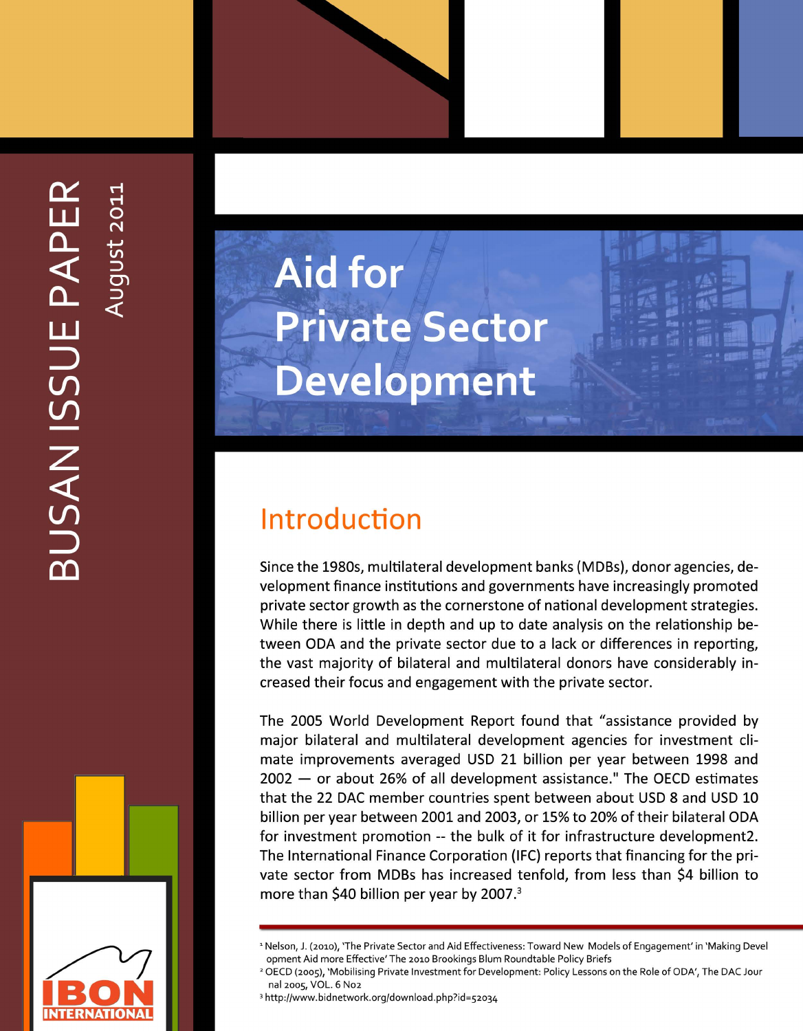BUSAN ISSUE PAPER

August 2011

# Aid for Private Sector Development

## Introduction

Since the 1980s, multilateral development banks (MDBs), donor agencies, development finance institutions and governments have increasingly promoted private sector growth as the cornerstone of national development strategies. While there is little in depth and up to date analysis on the relationship between ODA and the private sector due to a lack or differences in reporting, the vast majority of bilateral and multilateral donors have considerably increased their focus and engagement with the private sector.

The 2005 World Development Report found that "assistance provided by major bilateral and multilateral development agencies for investment climate improvements averaged USD 21 billion per year between 1998 and 2002 — or about 26% of all development assistance." The OECD estimates that the 22 DAC member countries spent between about USD 8 and USD 10 billion per year between 2001 and 2003, or 15% to 20% of their bilateral ODA for investment promotion -- the bulk of it for infrastructure development2. The International Finance Corporation (IFC) reports that financing for the private sector from MDBs has increased tenfold, from less than $4 billion to more than $40 billion per year by 2007.[3]

[1] Nelson, J. (2010), 'The Private Sector and Aid Effectiveness: Toward New Models of Engagement' in 'Making Development Aid more Effective' The 2010 Brookings Blum Roundtable Policy Briefs

[2] OECD (2005), 'Mobilising Private Investment for Development: Policy Lessons on the Role of ODA', The DAC Journal 2005, VOL. 6 No2

[3] http://www.bidnetwork.org/download.php?id=52034

IBON INTERNATIONAL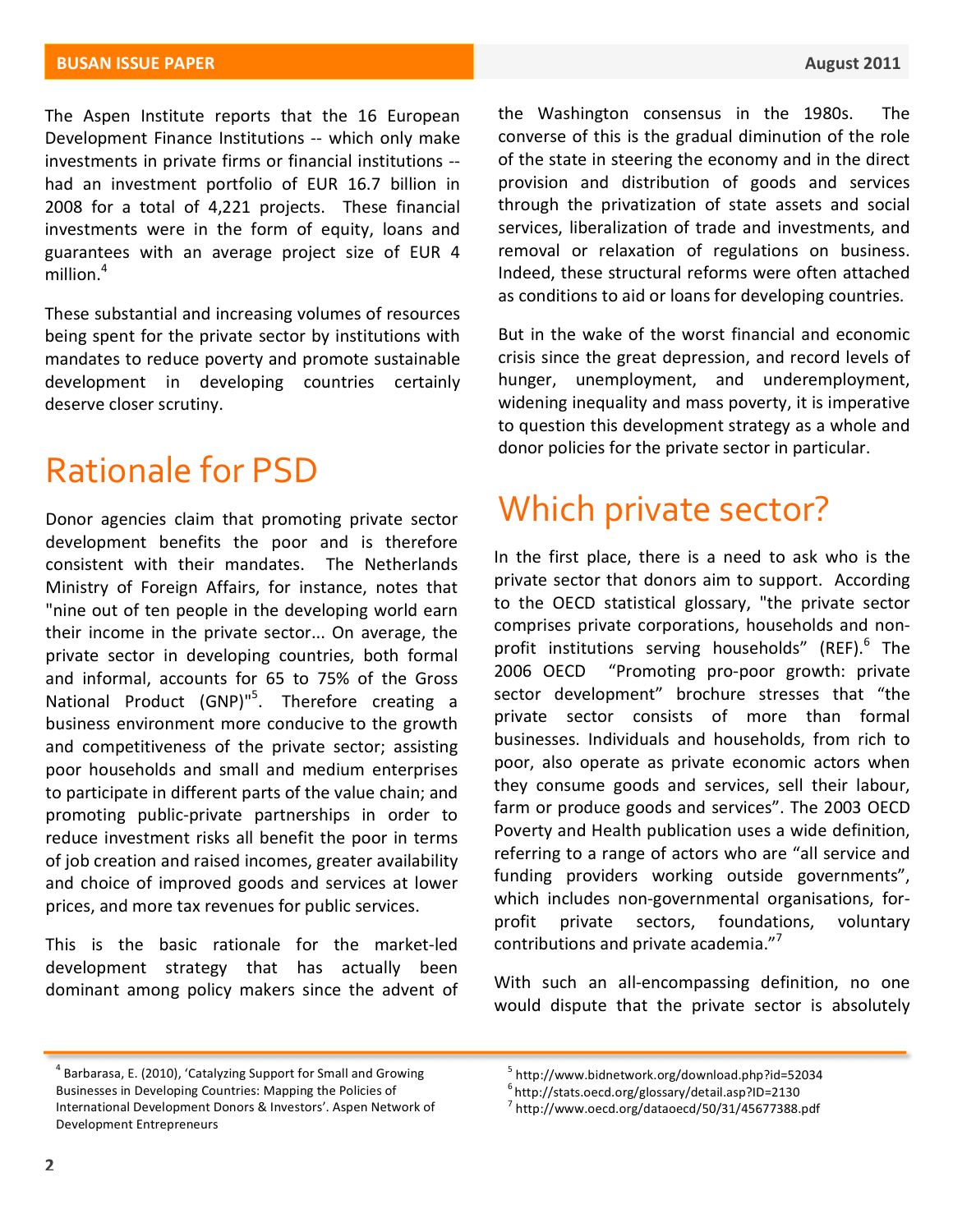The Aspen Institute reports that the 16 European Development Finance Institutions -- which only make investments in private firms or financial institutions -- had an investment portfolio of EUR 16.7 billion in 2008 for a total of 4,221 projects. These financial investments were in the form of equity, loans and guarantees with an average project size of EUR 4 million.[4]

These substantial and increasing volumes of resources being spent for the private sector by institutions with mandates to reduce poverty and promote sustainable development in developing countries certainly deserve closer scrutiny.

# Rationale for PSD

Donor agencies claim that promoting private sector development benefits the poor and is therefore consistent with their mandates. The Netherlands Ministry of Foreign Affairs, for instance, notes that "nine out of ten people in the developing world earn their income in the private sector... On average, the private sector in developing countries, both formal and informal, accounts for 65 to 75% of the Gross National Product (GNP)"[5]. Therefore creating a business environment more conducive to the growth and competitiveness of the private sector; assisting poor households and small and medium enterprises to participate in different parts of the value chain; and promoting public-private partnerships in order to reduce investment risks all benefit the poor in terms of job creation and raised incomes, greater availability and choice of improved goods and services at lower prices, and more tax revenues for public services.

This is the basic rationale for the market-led development strategy that has actually been dominant among policy makers since the advent of the Washington consensus in the 1980s. The converse of this is the gradual diminution of the role of the state in steering the economy and in the direct provision and distribution of goods and services through the privatization of state assets and social services, liberalization of trade and investments, and removal or relaxation of regulations on business. Indeed, these structural reforms were often attached as conditions to aid or loans for developing countries.

But in the wake of the worst financial and economic crisis since the great depression, and record levels of hunger, unemployment, and underemployment, widening inequality and mass poverty, it is imperative to question this development strategy as a whole and donor policies for the private sector in particular.

# Which private sector?

In the first place, there is a need to ask who is the private sector that donors aim to support. According to the OECD statistical glossary, "the private sector comprises private corporations, households and non-profit institutions serving households" (REF).[6] The 2006 OECD "Promoting pro-poor growth: private sector development" brochure stresses that "the private sector consists of more than formal businesses. Individuals and households, from rich to poor, also operate as private economic actors when they consume goods and services, sell their labour, farm or produce goods and services". The 2003 OECD Poverty and Health publication uses a wide definition, referring to a range of actors who are "all service and funding providers working outside governments", which includes non-governmental organisations, for-profit private sectors, foundations, voluntary contributions and private academia."[7]

With such an all-encompassing definition, no one would dispute that the private sector is absolutely

---

[4] Barbarasa, E. (2010), 'Catalyzing Support for Small and Growing Businesses in Developing Countries: Mapping the Policies of International Development Donors & Investors'. Aspen Network of Development Entrepreneurs

[5] http://www.bidnetwork.org/download.php?id=52034

[6] http://stats.oecd.org/glossary/detail.asp?ID=2130

[7] http://www.oecd.org/dataoecd/50/31/45677388.pdf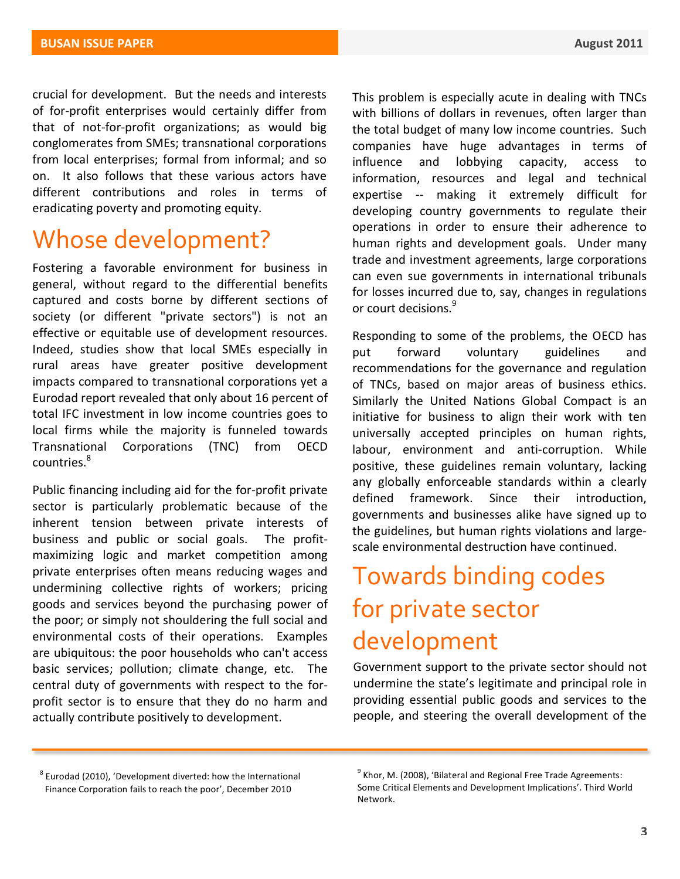crucial for development. But the needs and interests of for-profit enterprises would certainly differ from that of not-for-profit organizations; as would big conglomerates from SMEs; transnational corporations from local enterprises; formal from informal; and so on. It also follows that these various actors have different contributions and roles in terms of eradicating poverty and promoting equity.

## Whose development?

Fostering a favorable environment for business in general, without regard to the differential benefits captured and costs borne by different sections of society (or different "private sectors") is not an effective or equitable use of development resources. Indeed, studies show that local SMEs especially in rural areas have greater positive development impacts compared to transnational corporations yet a Eurodad report revealed that only about 16 percent of total IFC investment in low income countries goes to local firms while the majority is funneled towards Transnational Corporations (TNC) from OECD countries.[8]

Public financing including aid for the for-profit private sector is particularly problematic because of the inherent tension between private interests of business and public or social goals. The profit-maximizing logic and market competition among private enterprises often means reducing wages and undermining collective rights of workers; pricing goods and services beyond the purchasing power of the poor; or simply not shouldering the full social and environmental costs of their operations. Examples are ubiquitous: the poor households who can't access basic services; pollution; climate change, etc. The central duty of governments with respect to the for-profit sector is to ensure that they do no harm and actually contribute positively to development.

This problem is especially acute in dealing with TNCs with billions of dollars in revenues, often larger than the total budget of many low income countries. Such companies have huge advantages in terms of influence and lobbying capacity, access to information, resources and legal and technical expertise -- making it extremely difficult for developing country governments to regulate their operations in order to ensure their adherence to human rights and development goals. Under many trade and investment agreements, large corporations can even sue governments in international tribunals for losses incurred due to, say, changes in regulations or court decisions.[9]

Responding to some of the problems, the OECD has put forward voluntary guidelines and recommendations for the governance and regulation of TNCs, based on major areas of business ethics. Similarly the United Nations Global Compact is an initiative for business to align their work with ten universally accepted principles on human rights, labour, environment and anti-corruption. While positive, these guidelines remain voluntary, lacking any globally enforceable standards within a clearly defined framework. Since their introduction, governments and businesses alike have signed up to the guidelines, but human rights violations and large-scale environmental destruction have continued.

## Towards binding codes for private sector development

Government support to the private sector should not undermine the state's legitimate and principal role in providing essential public goods and services to the people, and steering the overall development of the

---

[8] Eurodad (2010), 'Development diverted: how the International Finance Corporation fails to reach the poor', December 2010

[9] Khor, M. (2008), 'Bilateral and Regional Free Trade Agreements: Some Critical Elements and Development Implications'. Third World Network.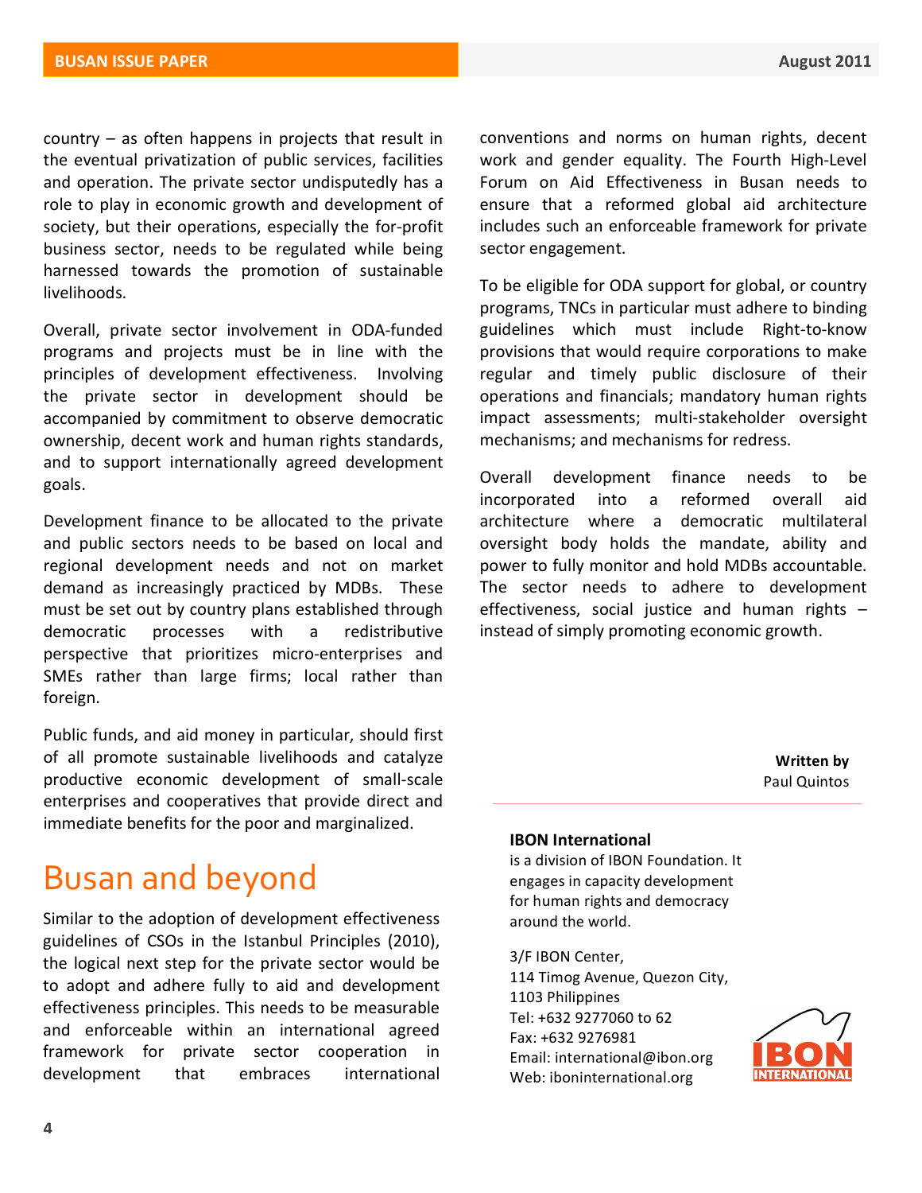country – as often happens in projects that result in the eventual privatization of public services, facilities and operation. The private sector undisputedly has a role to play in economic growth and development of society, but their operations, especially the for-profit business sector, needs to be regulated while being harnessed towards the promotion of sustainable livelihoods.

Overall, private sector involvement in ODA-funded programs and projects must be in line with the principles of development effectiveness. Involving the private sector in development should be accompanied by commitment to observe democratic ownership, decent work and human rights standards, and to support internationally agreed development goals.

Development finance to be allocated to the private and public sectors needs to be based on local and regional development needs and not on market demand as increasingly practiced by MDBs. These must be set out by country plans established through democratic processes with a redistributive perspective that prioritizes micro-enterprises and SMEs rather than large firms; local rather than foreign.

Public funds, and aid money in particular, should first of all promote sustainable livelihoods and catalyze productive economic development of small-scale enterprises and cooperatives that provide direct and immediate benefits for the poor and marginalized.

# Busan and beyond

Similar to the adoption of development effectiveness guidelines of CSOs in the Istanbul Principles (2010), the logical next step for the private sector would be to adopt and adhere fully to aid and development effectiveness principles. This needs to be measurable and enforceable within an international agreed framework for private sector cooperation in development that embraces international conventions and norms on human rights, decent work and gender equality. The Fourth High-Level Forum on Aid Effectiveness in Busan needs to ensure that a reformed global aid architecture includes such an enforceable framework for private sector engagement.

To be eligible for ODA support for global, or country programs, TNCs in particular must adhere to binding guidelines which must include Right-to-know provisions that would require corporations to make regular and timely public disclosure of their operations and financials; mandatory human rights impact assessments; multi-stakeholder oversight mechanisms; and mechanisms for redress.

Overall development finance needs to be incorporated into a reformed overall aid architecture where a democratic multilateral oversight body holds the mandate, ability and power to fully monitor and hold MDBs accountable. The sector needs to adhere to development effectiveness, social justice and human rights – instead of simply promoting economic growth.

**Written by**
Paul Quintos

**IBON International**
is a division of IBON Foundation. It engages in capacity development for human rights and democracy around the world.

3/F IBON Center,
114 Timog Avenue, Quezon City,
1103 Philippines
Tel: +632 9277060 to 62
Fax: +632 9276981
Email: international@ibon.org
Web: iboninternational.org